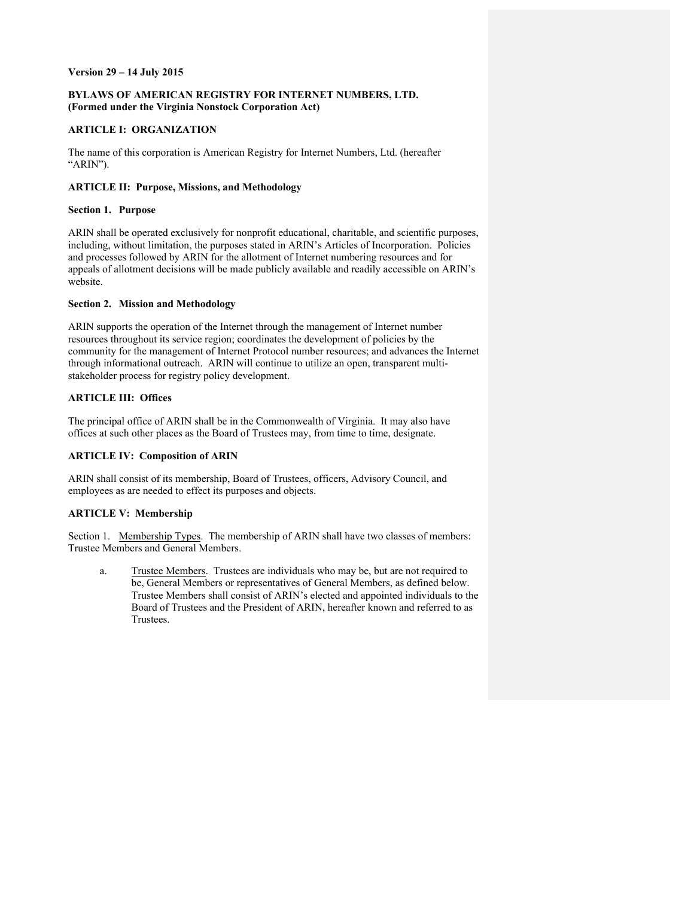**Version 29 – 14 July 2015**

# BYLAWS OF AMERICAN REGISTRY FOR INTERNET NUMBERS, LTD. (Formed under the Virginia Nonstock Corporation Act)

## ARTICLE I: ORGANIZATION

The name of this corporation is American Registry for Internet Numbers, Ltd. (hereafter "ARIN").

## ARTICLE II: Purpose, Missions, and Methodology

### Section 1. Purpose

ARIN shall be operated exclusively for nonprofit educational, charitable, and scientific purposes, including, without limitation, the purposes stated in ARIN's Articles of Incorporation. Policies and processes followed by ARIN for the allotment of Internet numbering resources and for appeals of allotment decisions will be made publicly available and readily accessible on ARIN's website.

### Section 2. Mission and Methodology

ARIN supports the operation of the Internet through the management of Internet number resources throughout its service region; coordinates the development of policies by the community for the management of Internet Protocol number resources; and advances the Internet through informational outreach. ARIN will continue to utilize an open, transparent multi-stakeholder process for registry policy development.

## ARTICLE III: Offices

The principal office of ARIN shall be in the Commonwealth of Virginia. It may also have offices at such other places as the Board of Trustees may, from time to time, designate.

## ARTICLE IV: Composition of ARIN

ARIN shall consist of its membership, Board of Trustees, officers, Advisory Council, and employees as are needed to effect its purposes and objects.

## ARTICLE V: Membership

Section 1. Membership Types. The membership of ARIN shall have two classes of members: Trustee Members and General Members.

a. Trustee Members. Trustees are individuals who may be, but are not required to be, General Members or representatives of General Members, as defined below. Trustee Members shall consist of ARIN's elected and appointed individuals to the Board of Trustees and the President of ARIN, hereafter known and referred to as Trustees.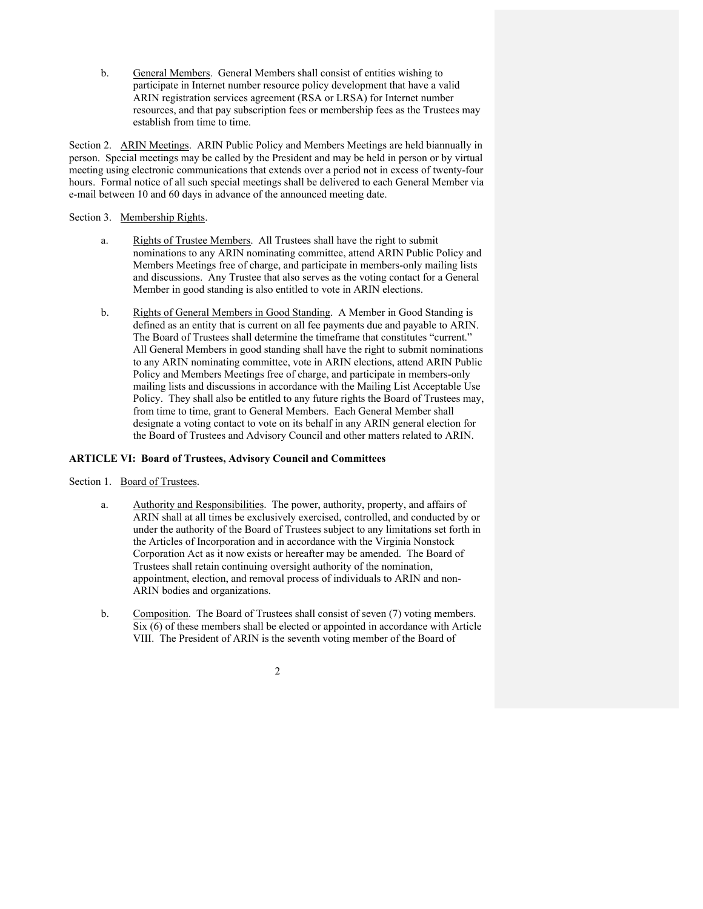b. <u>General Members</u>. General Members shall consist of entities wishing to participate in Internet number resource policy development that have a valid ARIN registration services agreement (RSA or LRSA) for Internet number resources, and that pay subscription fees or membership fees as the Trustees may establish from time to time.

Section 2. <u>ARIN Meetings</u>. ARIN Public Policy and Members Meetings are held biannually in person. Special meetings may be called by the President and may be held in person or by virtual meeting using electronic communications that extends over a period not in excess of twenty-four hours. Formal notice of all such special meetings shall be delivered to each General Member via e-mail between 10 and 60 days in advance of the announced meeting date.

Section 3. <u>Membership Rights</u>.

a. <u>Rights of Trustee Members</u>. All Trustees shall have the right to submit nominations to any ARIN nominating committee, attend ARIN Public Policy and Members Meetings free of charge, and participate in members-only mailing lists and discussions. Any Trustee that also serves as the voting contact for a General Member in good standing is also entitled to vote in ARIN elections.

b. <u>Rights of General Members in Good Standing</u>. A Member in Good Standing is defined as an entity that is current on all fee payments due and payable to ARIN. The Board of Trustees shall determine the timeframe that constitutes "current." All General Members in good standing shall have the right to submit nominations to any ARIN nominating committee, vote in ARIN elections, attend ARIN Public Policy and Members Meetings free of charge, and participate in members-only mailing lists and discussions in accordance with the Mailing List Acceptable Use Policy. They shall also be entitled to any future rights the Board of Trustees may, from time to time, grant to General Members. Each General Member shall designate a voting contact to vote on its behalf in any ARIN general election for the Board of Trustees and Advisory Council and other matters related to ARIN.

**ARTICLE VI: Board of Trustees, Advisory Council and Committees**

Section 1. <u>Board of Trustees</u>.

a. <u>Authority and Responsibilities</u>. The power, authority, property, and affairs of ARIN shall at all times be exclusively exercised, controlled, and conducted by or under the authority of the Board of Trustees subject to any limitations set forth in the Articles of Incorporation and in accordance with the Virginia Nonstock Corporation Act as it now exists or hereafter may be amended. The Board of Trustees shall retain continuing oversight authority of the nomination, appointment, election, and removal process of individuals to ARIN and non-ARIN bodies and organizations.

b. <u>Composition</u>. The Board of Trustees shall consist of seven (7) voting members. Six (6) of these members shall be elected or appointed in accordance with Article VIII. The President of ARIN is the seventh voting member of the Board of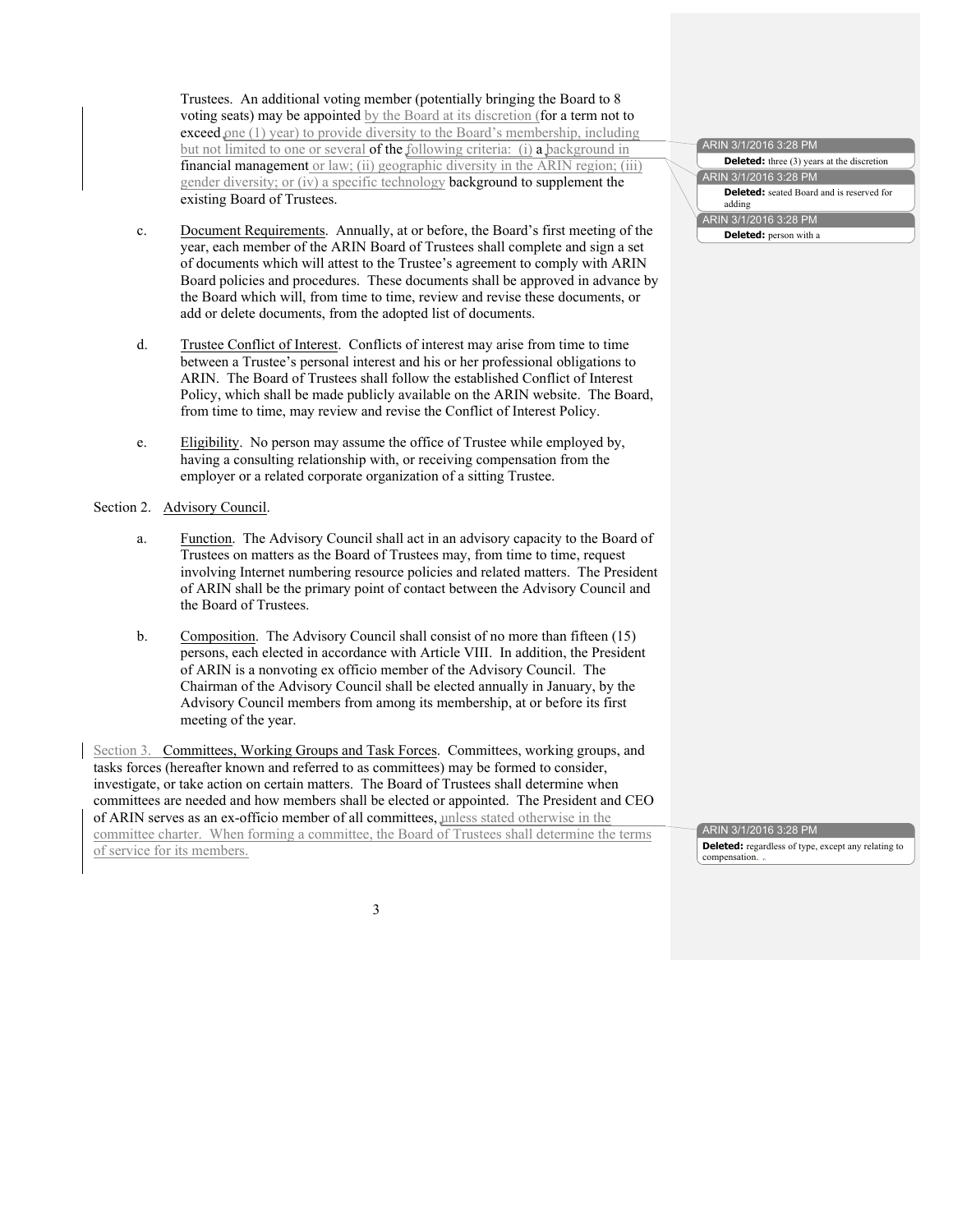Trustees. An additional voting member (potentially bringing the Board to 8 voting seats) may be appointed by the Board at its discretion (for a term not to exceed one (1) year) to provide diversity to the Board's membership, including but not limited to one or several of the following criteria: (i) a background in financial management or law; (ii) geographic diversity in the ARIN region; (iii) gender diversity; or (iv) a specific technology background to supplement the existing Board of Trustees.

> ARIN 3/1/2016 3:28 PM
> **Deleted:** three (3) years at the discretion
>
> ARIN 3/1/2016 3:28 PM
> **Deleted:** seated Board and is reserved for adding
>
> ARIN 3/1/2016 3:28 PM
> **Deleted:** person with a

c. Document Requirements. Annually, at or before, the Board's first meeting of the year, each member of the ARIN Board of Trustees shall complete and sign a set of documents which will attest to the Trustee's agreement to comply with ARIN Board policies and procedures. These documents shall be approved in advance by the Board which will, from time to time, review and revise these documents, or add or delete documents, from the adopted list of documents.

d. Trustee Conflict of Interest. Conflicts of interest may arise from time to time between a Trustee's personal interest and his or her professional obligations to ARIN. The Board of Trustees shall follow the established Conflict of Interest Policy, which shall be made publicly available on the ARIN website. The Board, from time to time, may review and revise the Conflict of Interest Policy.

e. Eligibility. No person may assume the office of Trustee while employed by, having a consulting relationship with, or receiving compensation from the employer or a related corporate organization of a sitting Trustee.

Section 2. Advisory Council.

a. Function. The Advisory Council shall act in an advisory capacity to the Board of Trustees on matters as the Board of Trustees may, from time to time, request involving Internet numbering resource policies and related matters. The President of ARIN shall be the primary point of contact between the Advisory Council and the Board of Trustees.

b. Composition. The Advisory Council shall consist of no more than fifteen (15) persons, each elected in accordance with Article VIII. In addition, the President of ARIN is a nonvoting ex officio member of the Advisory Council. The Chairman of the Advisory Council shall be elected annually in January, by the Advisory Council members from among its membership, at or before its first meeting of the year.

Section 3. Committees, Working Groups and Task Forces. Committees, working groups, and tasks forces (hereafter known and referred to as committees) may be formed to consider, investigate, or take action on certain matters. The Board of Trustees shall determine when committees are needed and how members shall be elected or appointed. The President and CEO of ARIN serves as an ex-officio member of all committees, unless stated otherwise in the committee charter. When forming a committee, the Board of Trustees shall determine the terms of service for its members.

> ARIN 3/1/2016 3:28 PM
> **Deleted:** regardless of type, except any relating to compensation.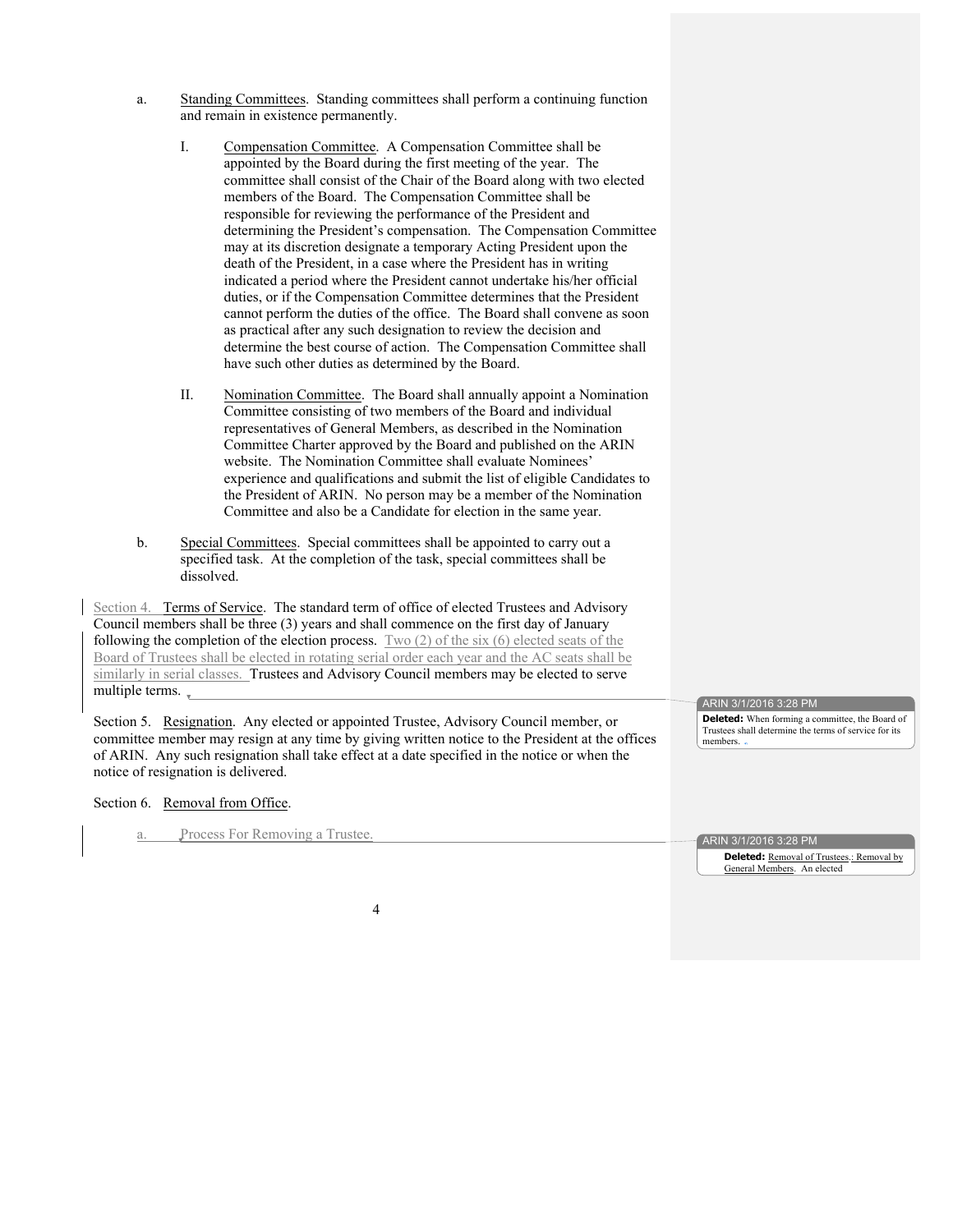a. Standing Committees. Standing committees shall perform a continuing function and remain in existence permanently.

   I. Compensation Committee. A Compensation Committee shall be appointed by the Board during the first meeting of the year. The committee shall consist of the Chair of the Board along with two elected members of the Board. The Compensation Committee shall be responsible for reviewing the performance of the President and determining the President's compensation. The Compensation Committee may at its discretion designate a temporary Acting President upon the death of the President, in a case where the President has in writing indicated a period where the President cannot undertake his/her official duties, or if the Compensation Committee determines that the President cannot perform the duties of the office. The Board shall convene as soon as practical after any such designation to review the decision and determine the best course of action. The Compensation Committee shall have such other duties as determined by the Board.

   II. Nomination Committee. The Board shall annually appoint a Nomination Committee consisting of two members of the Board and individual representatives of General Members, as described in the Nomination Committee Charter approved by the Board and published on the ARIN website. The Nomination Committee shall evaluate Nominees' experience and qualifications and submit the list of eligible Candidates to the President of ARIN. No person may be a member of the Nomination Committee and also be a Candidate for election in the same year.

b. Special Committees. Special committees shall be appointed to carry out a specified task. At the completion of the task, special committees shall be dissolved.

Section 4. Terms of Service. The standard term of office of elected Trustees and Advisory Council members shall be three (3) years and shall commence on the first day of January following the completion of the election process. Two (2) of the six (6) elected seats of the Board of Trustees shall be elected in rotating serial order each year and the AC seats shall be similarly in serial classes. Trustees and Advisory Council members may be elected to serve multiple terms.

Section 5. Resignation. Any elected or appointed Trustee, Advisory Council member, or committee member may resign at any time by giving written notice to the President at the offices of ARIN. Any such resignation shall take effect at a date specified in the notice or when the notice of resignation is delivered.

Section 6. Removal from Office.

a. Process For Removing a Trustee.

ARIN 3/1/2016 3:28 PM
**Deleted:** When forming a committee, the Board of Trustees shall determine the terms of service for its members.

ARIN 3/1/2016 3:28 PM
**Deleted:** Removal of Trustees.; Removal by General Members. An elected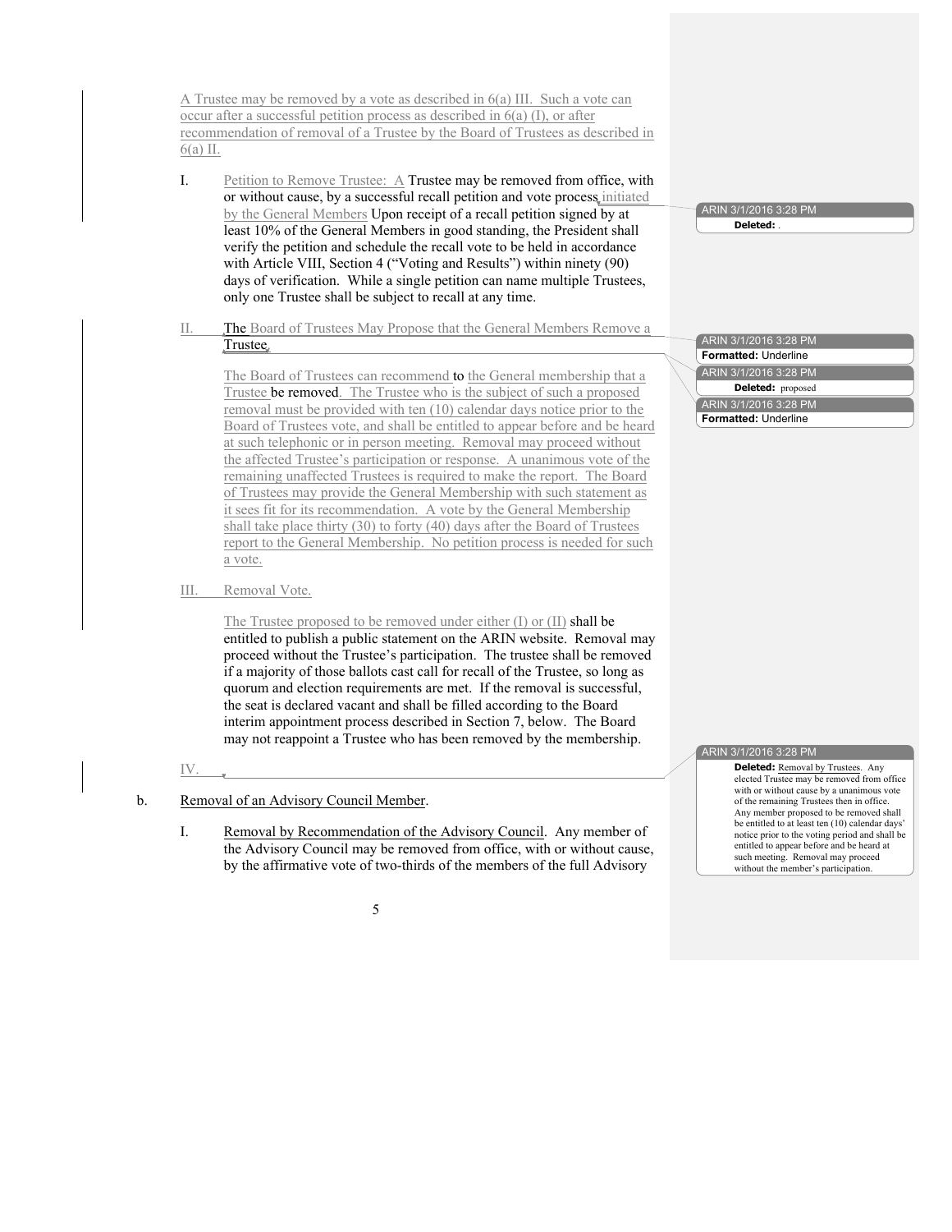A Trustee may be removed by a vote as described in 6(a) III. Such a vote can occur after a successful petition process as described in 6(a) (I), or after recommendation of removal of a Trustee by the Board of Trustees as described in 6(a) II.

I. Petition to Remove Trustee: A Trustee may be removed from office, with or without cause, by a successful recall petition and vote process initiated by the General Members Upon receipt of a recall petition signed by at least 10% of the General Members in good standing, the President shall verify the petition and schedule the recall vote to be held in accordance with Article VIII, Section 4 ("Voting and Results") within ninety (90) days of verification. While a single petition can name multiple Trustees, only one Trustee shall be subject to recall at any time.

II. The Board of Trustees May Propose that the General Members Remove a Trustee.

The Board of Trustees can recommend to the General membership that a Trustee be removed. The Trustee who is the subject of such a proposed removal must be provided with ten (10) calendar days notice prior to the Board of Trustees vote, and shall be entitled to appear before and be heard at such telephonic or in person meeting. Removal may proceed without the affected Trustee's participation or response. A unanimous vote of the remaining unaffected Trustees is required to make the report. The Board of Trustees may provide the General Membership with such statement as it sees fit for its recommendation. A vote by the General Membership shall take place thirty (30) to forty (40) days after the Board of Trustees report to the General Membership. No petition process is needed for such a vote.

III. Removal Vote.

The Trustee proposed to be removed under either (I) or (II) shall be entitled to publish a public statement on the ARIN website. Removal may proceed without the Trustee's participation. The trustee shall be removed if a majority of those ballots cast call for recall of the Trustee, so long as quorum and election requirements are met. If the removal is successful, the seat is declared vacant and shall be filled according to the Board interim appointment process described in Section 7, below. The Board may not reappoint a Trustee who has been removed by the membership.

IV.

b. Removal of an Advisory Council Member.

I. Removal by Recommendation of the Advisory Council. Any member of the Advisory Council may be removed from office, with or without cause, by the affirmative vote of two-thirds of the members of the full Advisory

ARIN 3/1/2016 3:28 PM
**Deleted:** .

ARIN 3/1/2016 3:28 PM
**Formatted:** Underline

ARIN 3/1/2016 3:28 PM
**Deleted:** proposed

ARIN 3/1/2016 3:28 PM
**Formatted:** Underline

ARIN 3/1/2016 3:28 PM
**Deleted:** Removal by Trustees. Any elected Trustee may be removed from office with or without cause by a unanimous vote of the remaining Trustees then in office. Any member proposed to be removed shall be entitled to at least ten (10) calendar days' notice prior to the voting period and shall be entitled to appear before and be heard at such meeting. Removal may proceed without the member's participation.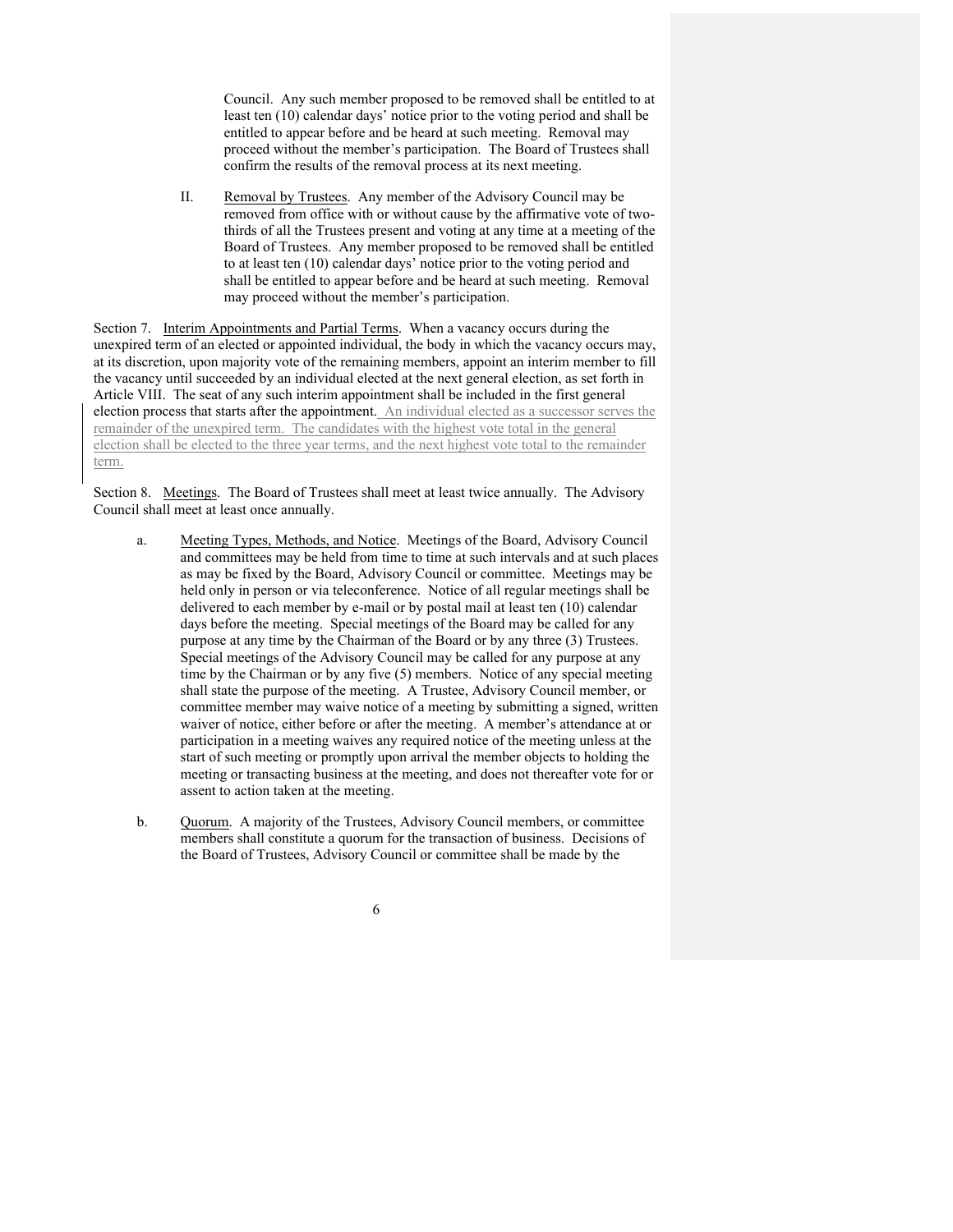Council. Any such member proposed to be removed shall be entitled to at least ten (10) calendar days' notice prior to the voting period and shall be entitled to appear before and be heard at such meeting. Removal may proceed without the member's participation. The Board of Trustees shall confirm the results of the removal process at its next meeting.

II. Removal by Trustees. Any member of the Advisory Council may be removed from office with or without cause by the affirmative vote of two-thirds of all the Trustees present and voting at any time at a meeting of the Board of Trustees. Any member proposed to be removed shall be entitled to at least ten (10) calendar days' notice prior to the voting period and shall be entitled to appear before and be heard at such meeting. Removal may proceed without the member's participation.

Section 7. Interim Appointments and Partial Terms. When a vacancy occurs during the unexpired term of an elected or appointed individual, the body in which the vacancy occurs may, at its discretion, upon majority vote of the remaining members, appoint an interim member to fill the vacancy until succeeded by an individual elected at the next general election, as set forth in Article VIII. The seat of any such interim appointment shall be included in the first general election process that starts after the appointment. An individual elected as a successor serves the remainder of the unexpired term. The candidates with the highest vote total in the general election shall be elected to the three year terms, and the next highest vote total to the remainder term.

Section 8. Meetings. The Board of Trustees shall meet at least twice annually. The Advisory Council shall meet at least once annually.

a. Meeting Types, Methods, and Notice. Meetings of the Board, Advisory Council and committees may be held from time to time at such intervals and at such places as may be fixed by the Board, Advisory Council or committee. Meetings may be held only in person or via teleconference. Notice of all regular meetings shall be delivered to each member by e-mail or by postal mail at least ten (10) calendar days before the meeting. Special meetings of the Board may be called for any purpose at any time by the Chairman of the Board or by any three (3) Trustees. Special meetings of the Advisory Council may be called for any purpose at any time by the Chairman or by any five (5) members. Notice of any special meeting shall state the purpose of the meeting. A Trustee, Advisory Council member, or committee member may waive notice of a meeting by submitting a signed, written waiver of notice, either before or after the meeting. A member's attendance at or participation in a meeting waives any required notice of the meeting unless at the start of such meeting or promptly upon arrival the member objects to holding the meeting or transacting business at the meeting, and does not thereafter vote for or assent to action taken at the meeting.

b. Quorum. A majority of the Trustees, Advisory Council members, or committee members shall constitute a quorum for the transaction of business. Decisions of the Board of Trustees, Advisory Council or committee shall be made by the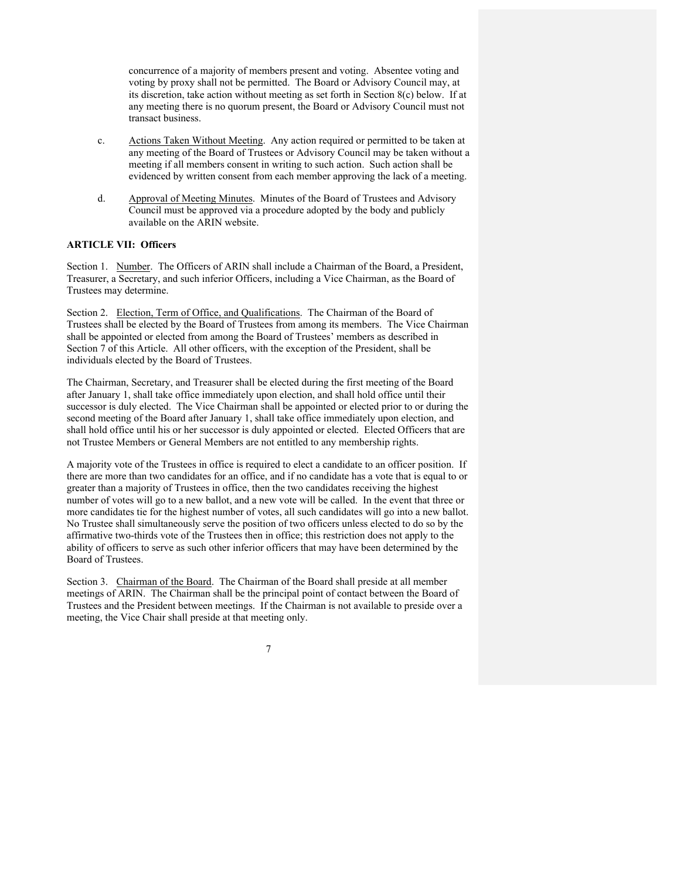concurrence of a majority of members present and voting. Absentee voting and voting by proxy shall not be permitted. The Board or Advisory Council may, at its discretion, take action without meeting as set forth in Section 8(c) below. If at any meeting there is no quorum present, the Board or Advisory Council must not transact business.

c. Actions Taken Without Meeting. Any action required or permitted to be taken at any meeting of the Board of Trustees or Advisory Council may be taken without a meeting if all members consent in writing to such action. Such action shall be evidenced by written consent from each member approving the lack of a meeting.

d. Approval of Meeting Minutes. Minutes of the Board of Trustees and Advisory Council must be approved via a procedure adopted by the body and publicly available on the ARIN website.

## ARTICLE VII: Officers

Section 1. Number. The Officers of ARIN shall include a Chairman of the Board, a President, Treasurer, a Secretary, and such inferior Officers, including a Vice Chairman, as the Board of Trustees may determine.

Section 2. Election, Term of Office, and Qualifications. The Chairman of the Board of Trustees shall be elected by the Board of Trustees from among its members. The Vice Chairman shall be appointed or elected from among the Board of Trustees' members as described in Section 7 of this Article. All other officers, with the exception of the President, shall be individuals elected by the Board of Trustees.

The Chairman, Secretary, and Treasurer shall be elected during the first meeting of the Board after January 1, shall take office immediately upon election, and shall hold office until their successor is duly elected. The Vice Chairman shall be appointed or elected prior to or during the second meeting of the Board after January 1, shall take office immediately upon election, and shall hold office until his or her successor is duly appointed or elected. Elected Officers that are not Trustee Members or General Members are not entitled to any membership rights.

A majority vote of the Trustees in office is required to elect a candidate to an officer position. If there are more than two candidates for an office, and if no candidate has a vote that is equal to or greater than a majority of Trustees in office, then the two candidates receiving the highest number of votes will go to a new ballot, and a new vote will be called. In the event that three or more candidates tie for the highest number of votes, all such candidates will go into a new ballot. No Trustee shall simultaneously serve the position of two officers unless elected to do so by the affirmative two-thirds vote of the Trustees then in office; this restriction does not apply to the ability of officers to serve as such other inferior officers that may have been determined by the Board of Trustees.

Section 3. Chairman of the Board. The Chairman of the Board shall preside at all member meetings of ARIN. The Chairman shall be the principal point of contact between the Board of Trustees and the President between meetings. If the Chairman is not available to preside over a meeting, the Vice Chair shall preside at that meeting only.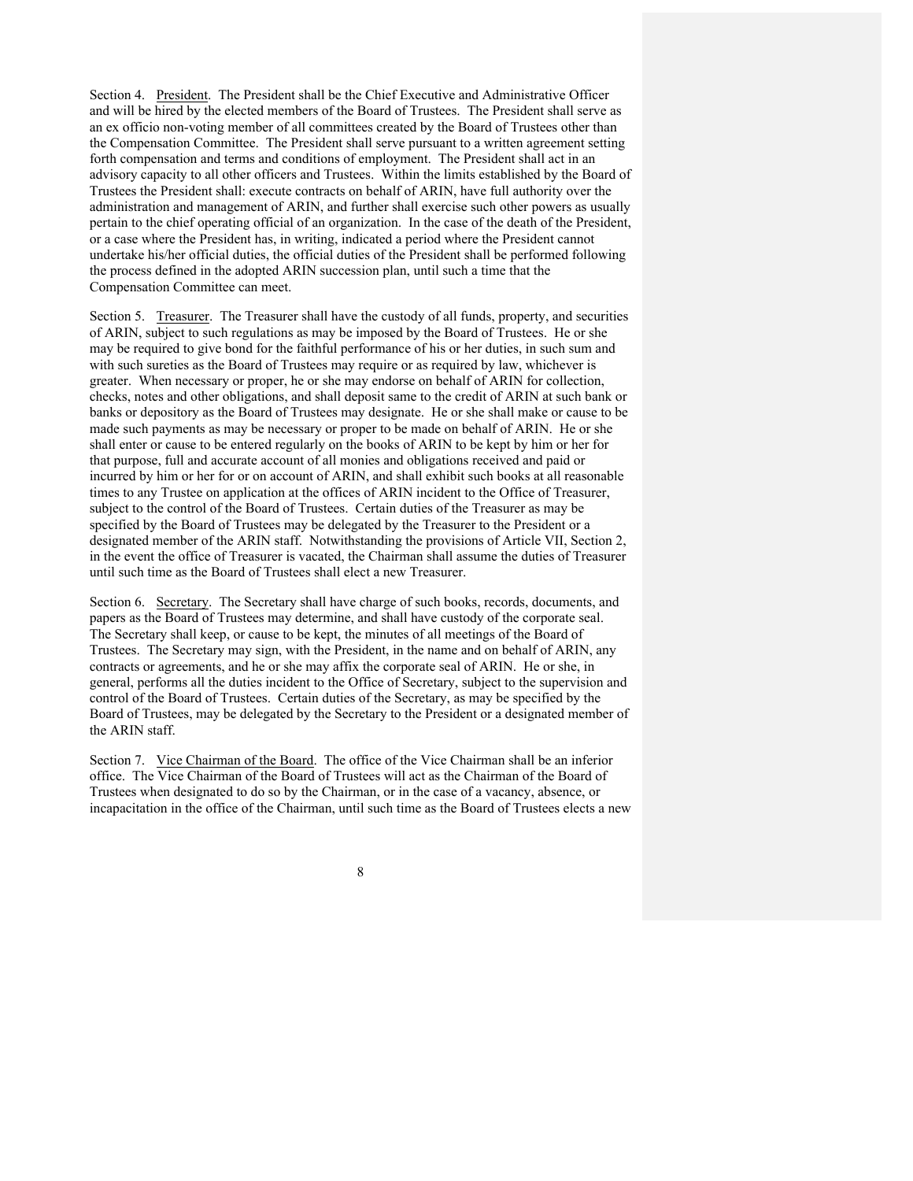Section 4. <u>President</u>. The President shall be the Chief Executive and Administrative Officer and will be hired by the elected members of the Board of Trustees. The President shall serve as an ex officio non-voting member of all committees created by the Board of Trustees other than the Compensation Committee. The President shall serve pursuant to a written agreement setting forth compensation and terms and conditions of employment. The President shall act in an advisory capacity to all other officers and Trustees. Within the limits established by the Board of Trustees the President shall: execute contracts on behalf of ARIN, have full authority over the administration and management of ARIN, and further shall exercise such other powers as usually pertain to the chief operating official of an organization. In the case of the death of the President, or a case where the President has, in writing, indicated a period where the President cannot undertake his/her official duties, the official duties of the President shall be performed following the process defined in the adopted ARIN succession plan, until such a time that the Compensation Committee can meet.

Section 5. <u>Treasurer</u>. The Treasurer shall have the custody of all funds, property, and securities of ARIN, subject to such regulations as may be imposed by the Board of Trustees. He or she may be required to give bond for the faithful performance of his or her duties, in such sum and with such sureties as the Board of Trustees may require or as required by law, whichever is greater. When necessary or proper, he or she may endorse on behalf of ARIN for collection, checks, notes and other obligations, and shall deposit same to the credit of ARIN at such bank or banks or depository as the Board of Trustees may designate. He or she shall make or cause to be made such payments as may be necessary or proper to be made on behalf of ARIN. He or she shall enter or cause to be entered regularly on the books of ARIN to be kept by him or her for that purpose, full and accurate account of all monies and obligations received and paid or incurred by him or her for or on account of ARIN, and shall exhibit such books at all reasonable times to any Trustee on application at the offices of ARIN incident to the Office of Treasurer, subject to the control of the Board of Trustees. Certain duties of the Treasurer as may be specified by the Board of Trustees may be delegated by the Treasurer to the President or a designated member of the ARIN staff. Notwithstanding the provisions of Article VII, Section 2, in the event the office of Treasurer is vacated, the Chairman shall assume the duties of Treasurer until such time as the Board of Trustees shall elect a new Treasurer.

Section 6. <u>Secretary</u>. The Secretary shall have charge of such books, records, documents, and papers as the Board of Trustees may determine, and shall have custody of the corporate seal. The Secretary shall keep, or cause to be kept, the minutes of all meetings of the Board of Trustees. The Secretary may sign, with the President, in the name and on behalf of ARIN, any contracts or agreements, and he or she may affix the corporate seal of ARIN. He or she, in general, performs all the duties incident to the Office of Secretary, subject to the supervision and control of the Board of Trustees. Certain duties of the Secretary, as may be specified by the Board of Trustees, may be delegated by the Secretary to the President or a designated member of the ARIN staff.

Section 7. <u>Vice Chairman of the Board</u>. The office of the Vice Chairman shall be an inferior office. The Vice Chairman of the Board of Trustees will act as the Chairman of the Board of Trustees when designated to do so by the Chairman, or in the case of a vacancy, absence, or incapacitation in the office of the Chairman, until such time as the Board of Trustees elects a new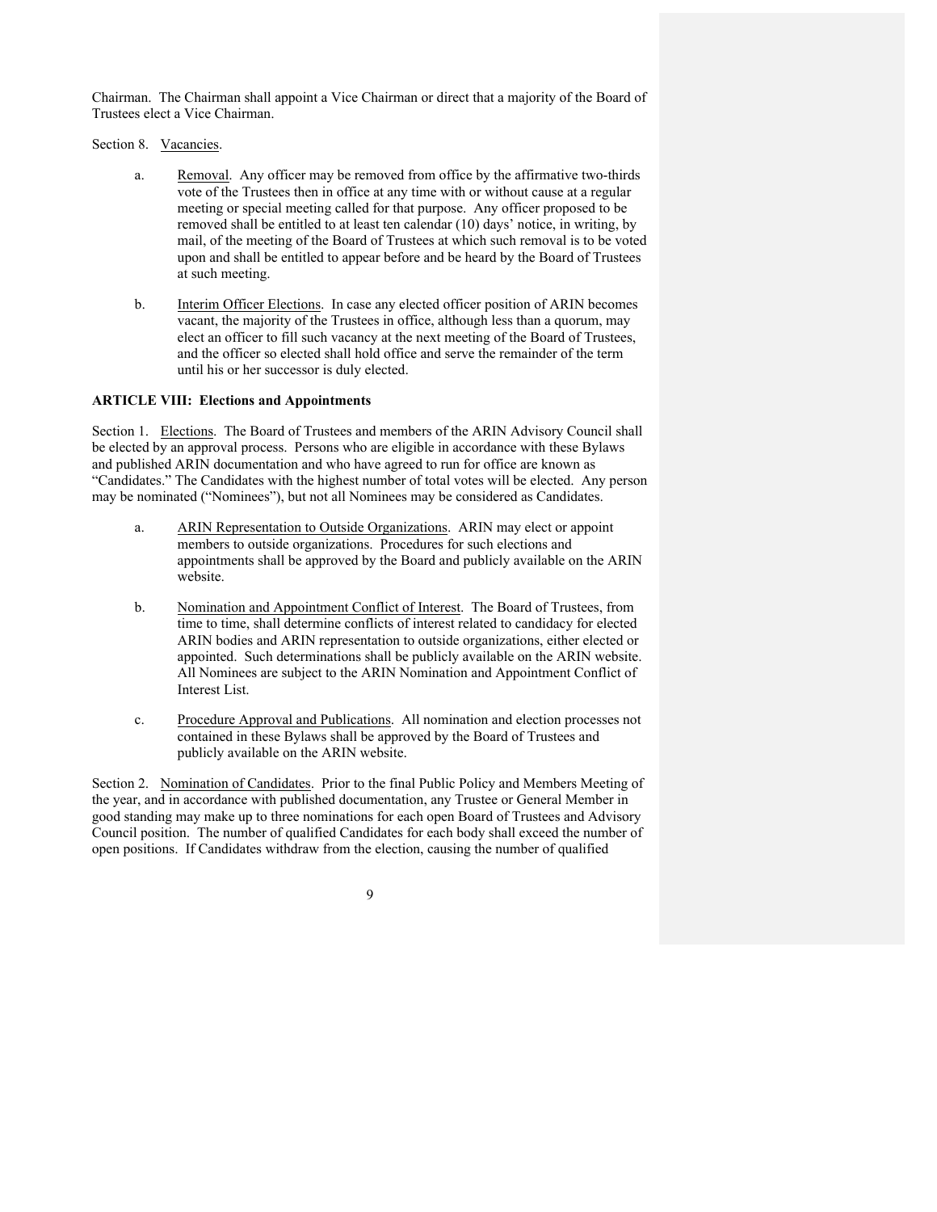Chairman. The Chairman shall appoint a Vice Chairman or direct that a majority of the Board of Trustees elect a Vice Chairman.

Section 8. Vacancies.

a. Removal. Any officer may be removed from office by the affirmative two-thirds vote of the Trustees then in office at any time with or without cause at a regular meeting or special meeting called for that purpose. Any officer proposed to be removed shall be entitled to at least ten calendar (10) days' notice, in writing, by mail, of the meeting of the Board of Trustees at which such removal is to be voted upon and shall be entitled to appear before and be heard by the Board of Trustees at such meeting.

b. Interim Officer Elections. In case any elected officer position of ARIN becomes vacant, the majority of the Trustees in office, although less than a quorum, may elect an officer to fill such vacancy at the next meeting of the Board of Trustees, and the officer so elected shall hold office and serve the remainder of the term until his or her successor is duly elected.

**ARTICLE VIII: Elections and Appointments**

Section 1. Elections. The Board of Trustees and members of the ARIN Advisory Council shall be elected by an approval process. Persons who are eligible in accordance with these Bylaws and published ARIN documentation and who have agreed to run for office are known as "Candidates." The Candidates with the highest number of total votes will be elected. Any person may be nominated ("Nominees"), but not all Nominees may be considered as Candidates.

a. ARIN Representation to Outside Organizations. ARIN may elect or appoint members to outside organizations. Procedures for such elections and appointments shall be approved by the Board and publicly available on the ARIN website.

b. Nomination and Appointment Conflict of Interest. The Board of Trustees, from time to time, shall determine conflicts of interest related to candidacy for elected ARIN bodies and ARIN representation to outside organizations, either elected or appointed. Such determinations shall be publicly available on the ARIN website. All Nominees are subject to the ARIN Nomination and Appointment Conflict of Interest List.

c. Procedure Approval and Publications. All nomination and election processes not contained in these Bylaws shall be approved by the Board of Trustees and publicly available on the ARIN website.

Section 2. Nomination of Candidates. Prior to the final Public Policy and Members Meeting of the year, and in accordance with published documentation, any Trustee or General Member in good standing may make up to three nominations for each open Board of Trustees and Advisory Council position. The number of qualified Candidates for each body shall exceed the number of open positions. If Candidates withdraw from the election, causing the number of qualified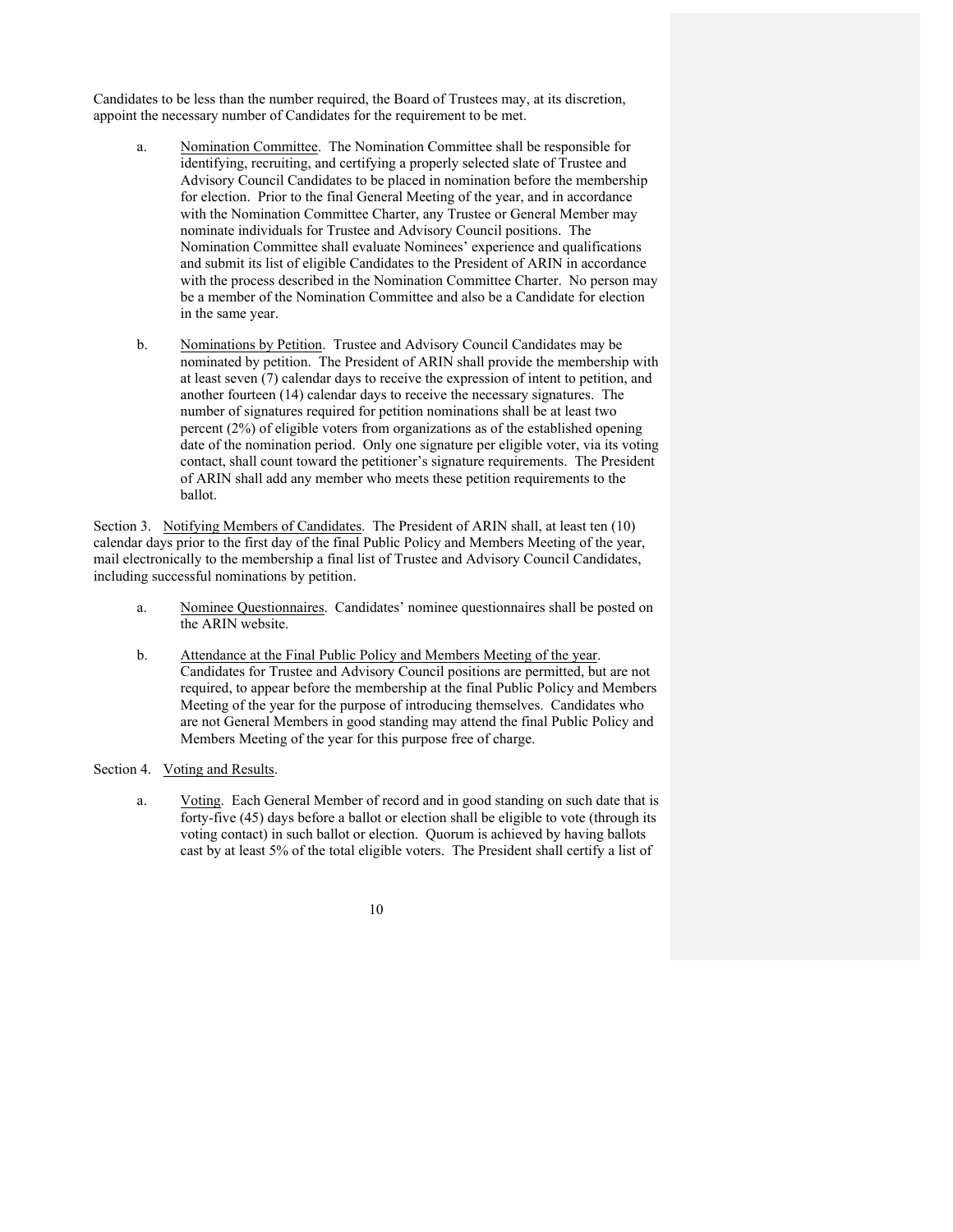Candidates to be less than the number required, the Board of Trustees may, at its discretion, appoint the necessary number of Candidates for the requirement to be met.

a. Nomination Committee. The Nomination Committee shall be responsible for identifying, recruiting, and certifying a properly selected slate of Trustee and Advisory Council Candidates to be placed in nomination before the membership for election. Prior to the final General Meeting of the year, and in accordance with the Nomination Committee Charter, any Trustee or General Member may nominate individuals for Trustee and Advisory Council positions. The Nomination Committee shall evaluate Nominees' experience and qualifications and submit its list of eligible Candidates to the President of ARIN in accordance with the process described in the Nomination Committee Charter. No person may be a member of the Nomination Committee and also be a Candidate for election in the same year.

b. Nominations by Petition. Trustee and Advisory Council Candidates may be nominated by petition. The President of ARIN shall provide the membership with at least seven (7) calendar days to receive the expression of intent to petition, and another fourteen (14) calendar days to receive the necessary signatures. The number of signatures required for petition nominations shall be at least two percent (2%) of eligible voters from organizations as of the established opening date of the nomination period. Only one signature per eligible voter, via its voting contact, shall count toward the petitioner's signature requirements. The President of ARIN shall add any member who meets these petition requirements to the ballot.

Section 3. Notifying Members of Candidates. The President of ARIN shall, at least ten (10) calendar days prior to the first day of the final Public Policy and Members Meeting of the year, mail electronically to the membership a final list of Trustee and Advisory Council Candidates, including successful nominations by petition.

a. Nominee Questionnaires. Candidates' nominee questionnaires shall be posted on the ARIN website.

b. Attendance at the Final Public Policy and Members Meeting of the year. Candidates for Trustee and Advisory Council positions are permitted, but are not required, to appear before the membership at the final Public Policy and Members Meeting of the year for the purpose of introducing themselves. Candidates who are not General Members in good standing may attend the final Public Policy and Members Meeting of the year for this purpose free of charge.

Section 4. Voting and Results.

a. Voting. Each General Member of record and in good standing on such date that is forty-five (45) days before a ballot or election shall be eligible to vote (through its voting contact) in such ballot or election. Quorum is achieved by having ballots cast by at least 5% of the total eligible voters. The President shall certify a list of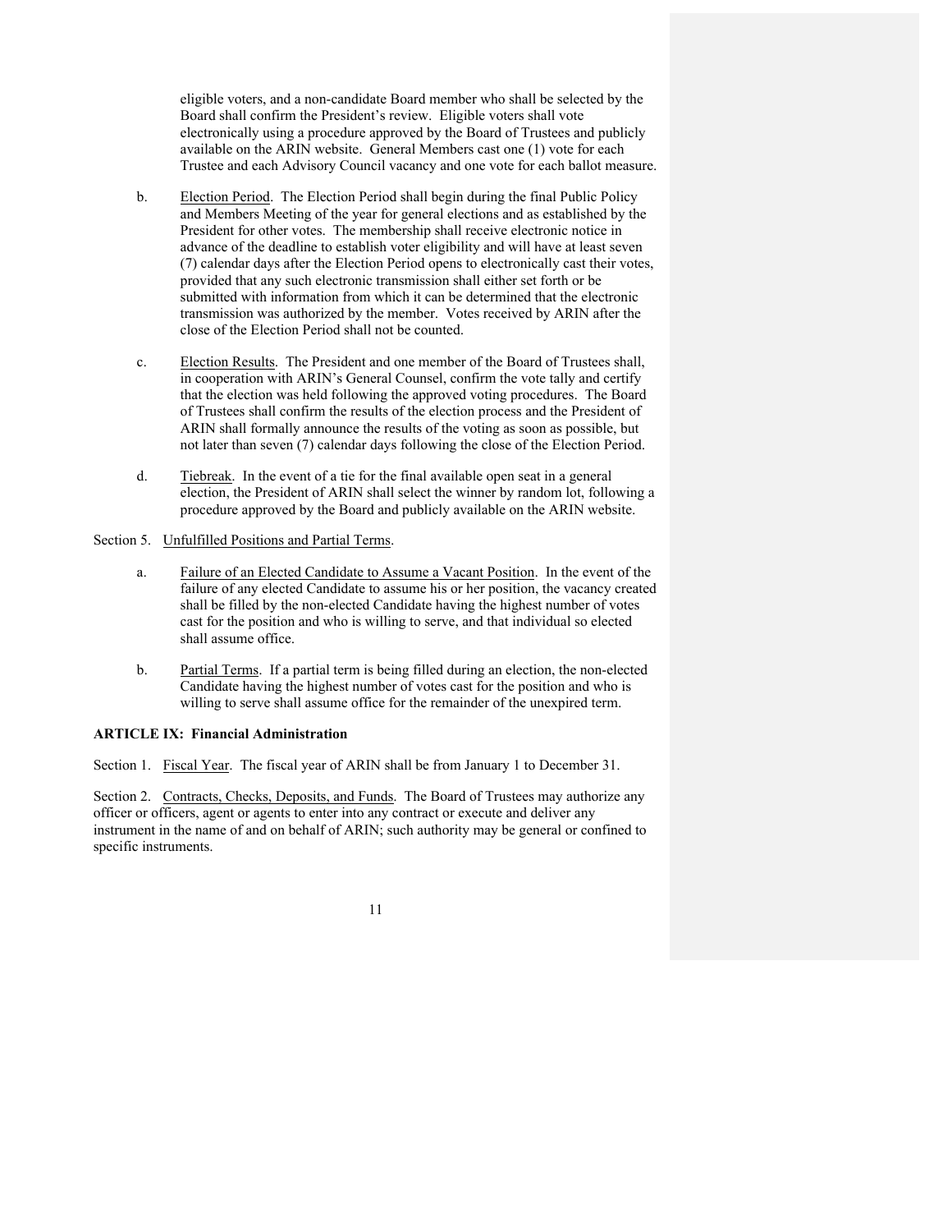eligible voters, and a non-candidate Board member who shall be selected by the Board shall confirm the President's review. Eligible voters shall vote electronically using a procedure approved by the Board of Trustees and publicly available on the ARIN website. General Members cast one (1) vote for each Trustee and each Advisory Council vacancy and one vote for each ballot measure.

b. Election Period. The Election Period shall begin during the final Public Policy and Members Meeting of the year for general elections and as established by the President for other votes. The membership shall receive electronic notice in advance of the deadline to establish voter eligibility and will have at least seven (7) calendar days after the Election Period opens to electronically cast their votes, provided that any such electronic transmission shall either set forth or be submitted with information from which it can be determined that the electronic transmission was authorized by the member. Votes received by ARIN after the close of the Election Period shall not be counted.

c. Election Results. The President and one member of the Board of Trustees shall, in cooperation with ARIN's General Counsel, confirm the vote tally and certify that the election was held following the approved voting procedures. The Board of Trustees shall confirm the results of the election process and the President of ARIN shall formally announce the results of the voting as soon as possible, but not later than seven (7) calendar days following the close of the Election Period.

d. Tiebreak. In the event of a tie for the final available open seat in a general election, the President of ARIN shall select the winner by random lot, following a procedure approved by the Board and publicly available on the ARIN website.

Section 5. Unfulfilled Positions and Partial Terms.

a. Failure of an Elected Candidate to Assume a Vacant Position. In the event of the failure of any elected Candidate to assume his or her position, the vacancy created shall be filled by the non-elected Candidate having the highest number of votes cast for the position and who is willing to serve, and that individual so elected shall assume office.

b. Partial Terms. If a partial term is being filled during an election, the non-elected Candidate having the highest number of votes cast for the position and who is willing to serve shall assume office for the remainder of the unexpired term.

## ARTICLE IX: Financial Administration

Section 1. Fiscal Year. The fiscal year of ARIN shall be from January 1 to December 31.

Section 2. Contracts, Checks, Deposits, and Funds. The Board of Trustees may authorize any officer or officers, agent or agents to enter into any contract or execute and deliver any instrument in the name of and on behalf of ARIN; such authority may be general or confined to specific instruments.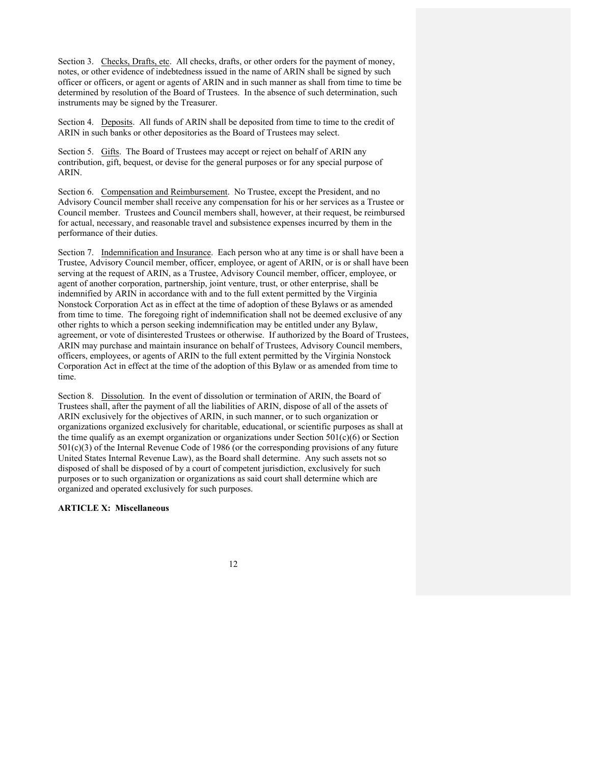Section 3. <u>Checks, Drafts, etc</u>. All checks, drafts, or other orders for the payment of money, notes, or other evidence of indebtedness issued in the name of ARIN shall be signed by such officer or officers, or agent or agents of ARIN and in such manner as shall from time to time be determined by resolution of the Board of Trustees. In the absence of such determination, such instruments may be signed by the Treasurer.

Section 4. <u>Deposits</u>. All funds of ARIN shall be deposited from time to time to the credit of ARIN in such banks or other depositories as the Board of Trustees may select.

Section 5. <u>Gifts</u>. The Board of Trustees may accept or reject on behalf of ARIN any contribution, gift, bequest, or devise for the general purposes or for any special purpose of ARIN.

Section 6. <u>Compensation and Reimbursement</u>. No Trustee, except the President, and no Advisory Council member shall receive any compensation for his or her services as a Trustee or Council member. Trustees and Council members shall, however, at their request, be reimbursed for actual, necessary, and reasonable travel and subsistence expenses incurred by them in the performance of their duties.

Section 7. <u>Indemnification and Insurance</u>. Each person who at any time is or shall have been a Trustee, Advisory Council member, officer, employee, or agent of ARIN, or is or shall have been serving at the request of ARIN, as a Trustee, Advisory Council member, officer, employee, or agent of another corporation, partnership, joint venture, trust, or other enterprise, shall be indemnified by ARIN in accordance with and to the full extent permitted by the Virginia Nonstock Corporation Act as in effect at the time of adoption of these Bylaws or as amended from time to time. The foregoing right of indemnification shall not be deemed exclusive of any other rights to which a person seeking indemnification may be entitled under any Bylaw, agreement, or vote of disinterested Trustees or otherwise. If authorized by the Board of Trustees, ARIN may purchase and maintain insurance on behalf of Trustees, Advisory Council members, officers, employees, or agents of ARIN to the full extent permitted by the Virginia Nonstock Corporation Act in effect at the time of the adoption of this Bylaw or as amended from time to time.

Section 8. <u>Dissolution</u>. In the event of dissolution or termination of ARIN, the Board of Trustees shall, after the payment of all the liabilities of ARIN, dispose of all of the assets of ARIN exclusively for the objectives of ARIN, in such manner, or to such organization or organizations organized exclusively for charitable, educational, or scientific purposes as shall at the time qualify as an exempt organization or organizations under Section 501(c)(6) or Section 501(c)(3) of the Internal Revenue Code of 1986 (or the corresponding provisions of any future United States Internal Revenue Law), as the Board shall determine. Any such assets not so disposed of shall be disposed of by a court of competent jurisdiction, exclusively for such purposes or to such organization or organizations as said court shall determine which are organized and operated exclusively for such purposes.

**ARTICLE X: Miscellaneous**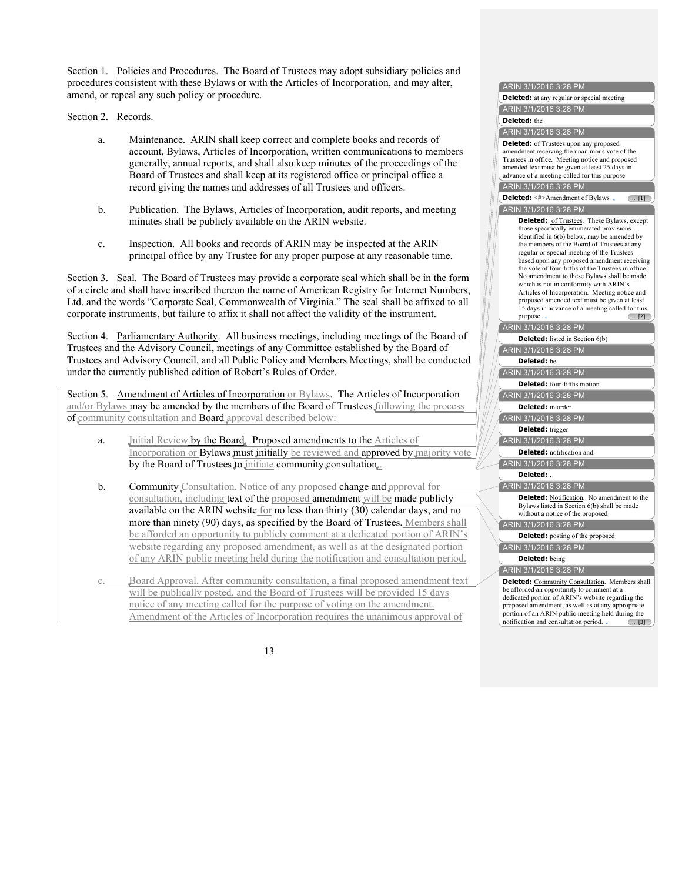Section 1. Policies and Procedures. The Board of Trustees may adopt subsidiary policies and procedures consistent with these Bylaws or with the Articles of Incorporation, and may alter, amend, or repeal any such policy or procedure.

Section 2. Records.

a. Maintenance. ARIN shall keep correct and complete books and records of account, Bylaws, Articles of Incorporation, written communications to members generally, annual reports, and shall also keep minutes of the proceedings of the Board of Trustees and shall keep at its registered office or principal office a record giving the names and addresses of all Trustees and officers.

b. Publication. The Bylaws, Articles of Incorporation, audit reports, and meeting minutes shall be publicly available on the ARIN website.

c. Inspection. All books and records of ARIN may be inspected at the ARIN principal office by any Trustee for any proper purpose at any reasonable time.

Section 3. Seal. The Board of Trustees may provide a corporate seal which shall be in the form of a circle and shall have inscribed thereon the name of American Registry for Internet Numbers, Ltd. and the words "Corporate Seal, Commonwealth of Virginia." The seal shall be affixed to all corporate instruments, but failure to affix it shall not affect the validity of the instrument.

Section 4. Parliamentary Authority. All business meetings, including meetings of the Board of Trustees and the Advisory Council, meetings of any Committee established by the Board of Trustees and Advisory Council, and all Public Policy and Members Meetings, shall be conducted under the currently published edition of Robert's Rules of Order.

Section 5. Amendment of Articles of Incorporation or Bylaws. The Articles of Incorporation and/or Bylaws may be amended by the members of the Board of Trustees following the process of community consultation and Board approval described below:

a. Initial Review by the Board. Proposed amendments to the Articles of Incorporation or Bylaws must initially be reviewed and approved by majority vote by the Board of Trustees to initiate community consultation.

b. Community Consultation. Notice of any proposed change and approval for consultation, including text of the proposed amendment will be made publicly available on the ARIN website for no less than thirty (30) calendar days, and no more than ninety (90) days, as specified by the Board of Trustees. Members shall be afforded an opportunity to publicly comment at a dedicated portion of ARIN's website regarding any proposed amendment, as well as at the designated portion of any ARIN public meeting held during the notification and consultation period.

c. Board Approval. After community consultation, a final proposed amendment text will be publically posted, and the Board of Trustees will be provided 15 days notice of any meeting called for the purpose of voting on the amendment. Amendment of the Articles of Incorporation requires the unanimous approval of

ARIN 3/1/2016 3:28 PM
**Deleted:** at any regular or special meeting

ARIN 3/1/2016 3:28 PM
**Deleted:** the

ARIN 3/1/2016 3:28 PM
**Deleted:** of Trustees upon any proposed amendment receiving the unanimous vote of the Trustees in office. Meeting notice and proposed amended text must be given at least 25 days in advance of a meeting called for this purpose

ARIN 3/1/2016 3:28 PM
**Deleted:** <#>Amendment of Bylaws ... [1]

ARIN 3/1/2016 3:28 PM
**Deleted:** of Trustees. These Bylaws, except those specifically enumerated provisions identified in 6(b) below, may be amended by the members of the Board of Trustees at any regular or special meeting of the Trustees based upon any proposed amendment receiving the vote of four-fifths of the Trustees in office. No amendment to these Bylaws shall be made which is not in conformity with ARIN's Articles of Incorporation. Meeting notice and proposed amended text must be given at least 15 days in advance of a meeting called for this purpose. ... [2]

ARIN 3/1/2016 3:28 PM
**Deleted:** listed in Section 6(b)

ARIN 3/1/2016 3:28 PM
**Deleted:** be

ARIN 3/1/2016 3:28 PM
**Deleted:** four-fifths motion

ARIN 3/1/2016 3:28 PM
**Deleted:** in order

ARIN 3/1/2016 3:28 PM
**Deleted:** trigger

ARIN 3/1/2016 3:28 PM
**Deleted:** notification and

ARIN 3/1/2016 3:28 PM
**Deleted:** .

ARIN 3/1/2016 3:28 PM
**Deleted:** Notification. No amendment to the Bylaws listed in Section 6(b) shall be made without a notice of the proposed

ARIN 3/1/2016 3:28 PM
**Deleted:** posting of the proposed

ARIN 3/1/2016 3:28 PM
**Deleted:** being

ARIN 3/1/2016 3:28 PM
**Deleted:** Community Consultation. Members shall be afforded an opportunity to comment at a dedicated portion of ARIN's website regarding the proposed amendment, as well as at any appropriate portion of an ARIN public meeting held during the notification and consultation period. ... [3]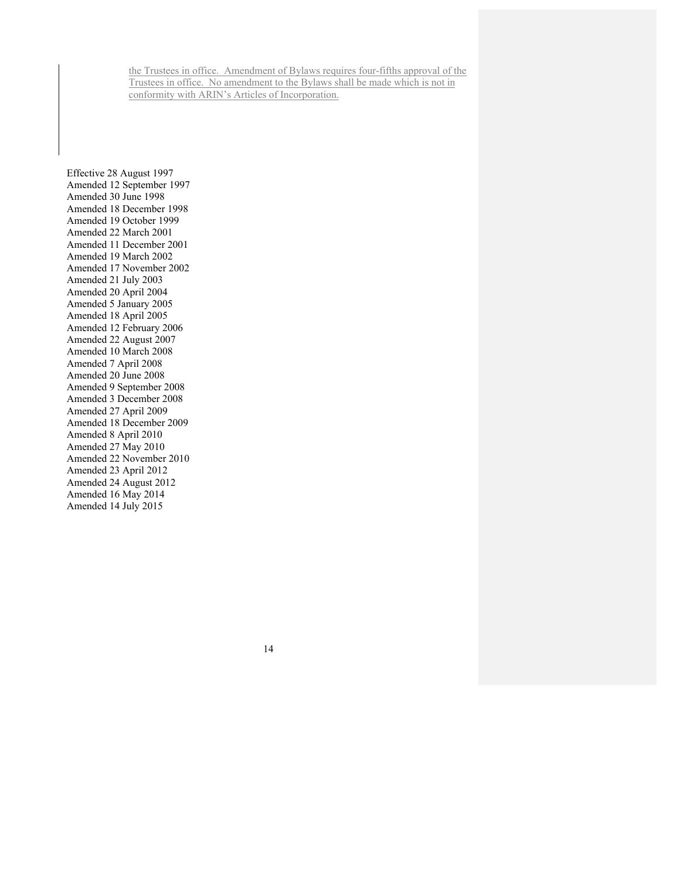the Trustees in office. Amendment of Bylaws requires four-fifths approval of the Trustees in office. No amendment to the Bylaws shall be made which is not in conformity with ARIN's Articles of Incorporation.

Effective 28 August 1997
Amended 12 September 1997
Amended 30 June 1998
Amended 18 December 1998
Amended 19 October 1999
Amended 22 March 2001
Amended 11 December 2001
Amended 19 March 2002
Amended 17 November 2002
Amended 21 July 2003
Amended 20 April 2004
Amended 5 January 2005
Amended 18 April 2005
Amended 12 February 2006
Amended 22 August 2007
Amended 10 March 2008
Amended 7 April 2008
Amended 20 June 2008
Amended 9 September 2008
Amended 3 December 2008
Amended 27 April 2009
Amended 18 December 2009
Amended 8 April 2010
Amended 27 May 2010
Amended 22 November 2010
Amended 23 April 2012
Amended 24 August 2012
Amended 16 May 2014
Amended 14 July 2015